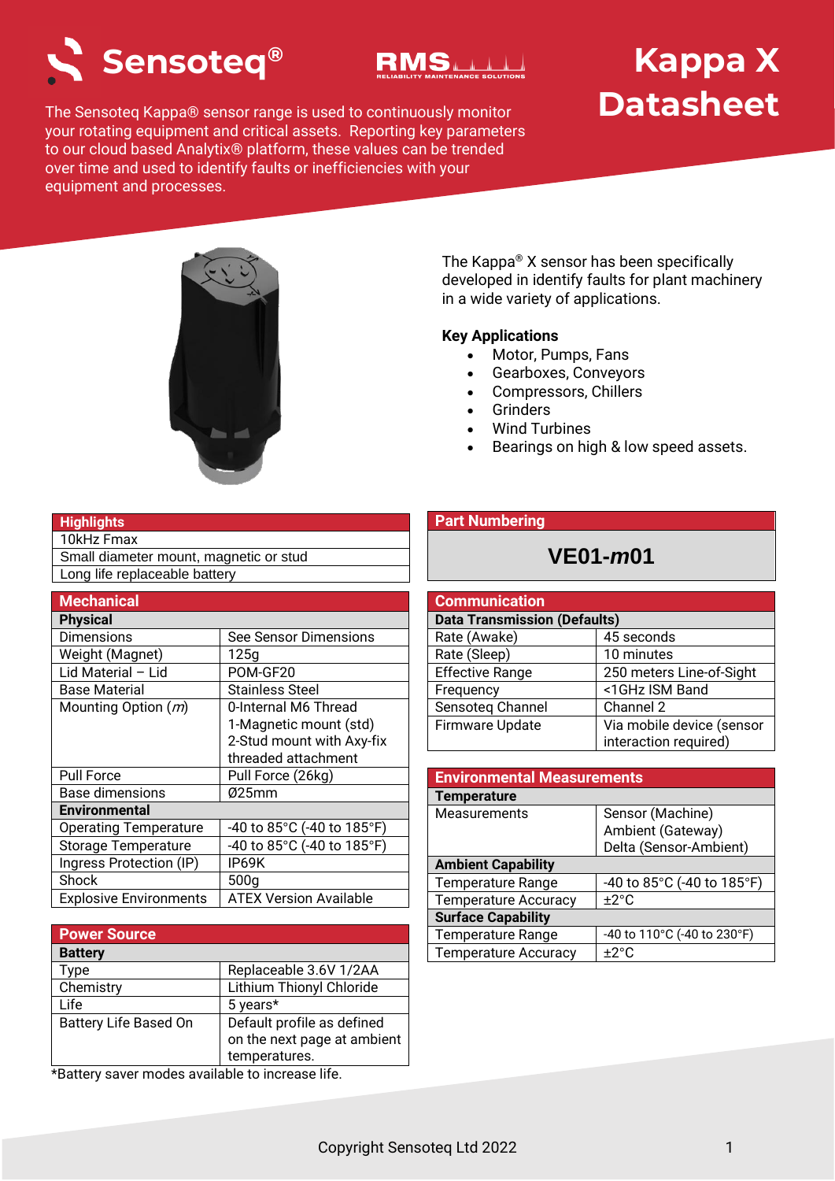# Kappa X Datasheet

Sensoteq®

The Sensoteq Kappa® sensor range is used to continuously monitor your rotating equipment and critical assets. Reporting key parameters to our cloud based Analytix® platform, these values can be trended over time and used to identify faults or inefficiencies with your equipment and processes.

The Kappa® X sensor has been specifically developed in identify faults for plant machinery in a wide variety of applications.

**Key Applications**

- Motor, Pumps, Fans
- Gearboxes, Conveyors
- Compressors, Chillers
- Grinders
- Wind Turbines
- Bearings on high & low speed assets.

| Highlights |
|---|
| 10kHz Fmax |
| Small diameter mount, magnetic or stud |
| Long life replaceable battery |

| Mechanical | |
|---|---|
| **Physical** | |
| Dimensions | See Sensor Dimensions |
| Weight (Magnet) | 125g |
| Lid Material – Lid | POM-GF20 |
| Base Material | Stainless Steel |
| Mounting Option (*m*) | 0-Internal M6 Thread<br>1-Magnetic mount (std)<br>2-Stud mount with Axy-fix threaded attachment |
| Pull Force | Pull Force (26kg) |
| Base dimensions | Ø25mm |
| **Environmental** | |
| Operating Temperature | -40 to 85°C (-40 to 185°F) |
| Storage Temperature | -40 to 85°C (-40 to 185°F) |
| Ingress Protection (IP) | IP69K |
| Shock | 500g |
| Explosive Environments | ATEX Version Available |

| Power Source | |
|---|---|
| **Battery** | |
| Type | Replaceable 3.6V 1/2AA |
| Chemistry | Lithium Thionyl Chloride |
| Life | 5 years* |
| Battery Life Based On | Default profile as defined on the next page at ambient temperatures. |

*Battery saver modes available to increase life.

| Part Numbering |
|---|
| **VE01-*m*01** |

| Communication | |
|---|---|
| **Data Transmission (Defaults)** | |
| Rate (Awake) | 45 seconds |
| Rate (Sleep) | 10 minutes |
| Effective Range | 250 meters Line-of-Sight |
| Frequency | <1GHz ISM Band |
| Sensoteq Channel | Channel 2 |
| Firmware Update | Via mobile device (sensor interaction required) |

| Environmental Measurements | |
|---|---|
| **Temperature** | |
| Measurements | Sensor (Machine)<br>Ambient (Gateway)<br>Delta (Sensor-Ambient) |
| **Ambient Capability** | |
| Temperature Range | -40 to 85°C (-40 to 185°F) |
| Temperature Accuracy | ±2°C |
| **Surface Capability** | |
| Temperature Range | -40 to 110°C (-40 to 230°F) |
| Temperature Accuracy | ±2°C |

Copyright Sensoteq Ltd 2022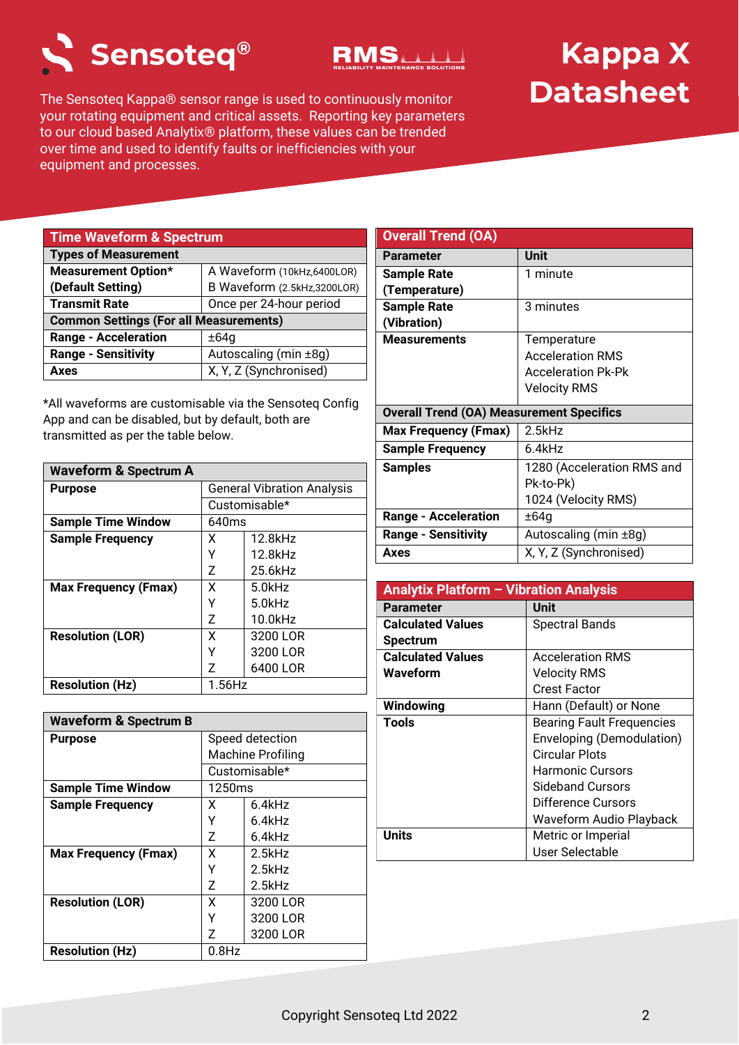Sensoteq® RMS Reliability Maintenance Solutions

# Kappa X Datasheet

The Sensoteq Kappa® sensor range is used to continuously monitor your rotating equipment and critical assets. Reporting key parameters to our cloud based Analytix® platform, these values can be trended over time and used to identify faults or inefficiencies with your equipment and processes.

| Time Waveform & Spectrum | |
|---|---|
| **Types of Measurement** | |
| **Measurement Option* (Default Setting)** | A Waveform (10kHz,6400LOR)<br>B Waveform (2.5kHz,3200LOR) |
| **Transmit Rate** | Once per 24-hour period |
| **Common Settings (For all Measurements)** | |
| **Range - Acceleration** | ±64g |
| **Range - Sensitivity** | Autoscaling (min ±8g) |
| **Axes** | X, Y, Z (Synchronised) |

*All waveforms are customisable via the Sensoteq Config App and can be disabled, but by default, both are transmitted as per the table below.

| Waveform & Spectrum A | | |
|---|---|---|
| **Purpose** | General Vibration Analysis | |
| | Customisable* | |
| **Sample Time Window** | 640ms | |
| **Sample Frequency** | X | 12.8kHz |
| | Y | 12.8kHz |
| | Z | 25.6kHz |
| **Max Frequency (Fmax)** | X | 5.0kHz |
| | Y | 5.0kHz |
| | Z | 10.0kHz |
| **Resolution (LOR)** | X | 3200 LOR |
| | Y | 3200 LOR |
| | Z | 6400 LOR |
| **Resolution (Hz)** | 1.56Hz | |

| Waveform & Spectrum B | | |
|---|---|---|
| **Purpose** | Speed detection<br>Machine Profiling | |
| | Customisable* | |
| **Sample Time Window** | 1250ms | |
| **Sample Frequency** | X | 6.4kHz |
| | Y | 6.4kHz |
| | Z | 6.4kHz |
| **Max Frequency (Fmax)** | X | 2.5kHz |
| | Y | 2.5kHz |
| | Z | 2.5kHz |
| **Resolution (LOR)** | X | 3200 LOR |
| | Y | 3200 LOR |
| | Z | 3200 LOR |
| **Resolution (Hz)** | 0.8Hz | |

| Overall Trend (OA) | |
|---|---|
| **Parameter** | **Unit** |
| **Sample Rate (Temperature)** | 1 minute |
| **Sample Rate (Vibration)** | 3 minutes |
| **Measurements** | Temperature<br>Acceleration RMS<br>Acceleration Pk-Pk<br>Velocity RMS |
| **Overall Trend (OA) Measurement Specifics** | |
| **Max Frequency (Fmax)** | 2.5kHz |
| **Sample Frequency** | 6.4kHz |
| **Samples** | 1280 (Acceleration RMS and Pk-to-Pk)<br>1024 (Velocity RMS) |
| **Range - Acceleration** | ±64g |
| **Range - Sensitivity** | Autoscaling (min ±8g) |
| **Axes** | X, Y, Z (Synchronised) |

| Analytix Platform – Vibration Analysis | |
|---|---|
| **Parameter** | **Unit** |
| **Calculated Values Spectrum** | Spectral Bands |
| **Calculated Values Waveform** | Acceleration RMS<br>Velocity RMS<br>Crest Factor |
| **Windowing** | Hann (Default) or None |
| **Tools** | Bearing Fault Frequencies<br>Enveloping (Demodulation)<br>Circular Plots<br>Harmonic Cursors<br>Sideband Cursors<br>Difference Cursors<br>Waveform Audio Playback |
| **Units** | Metric or Imperial<br>User Selectable |

Copyright Sensoteq Ltd 2022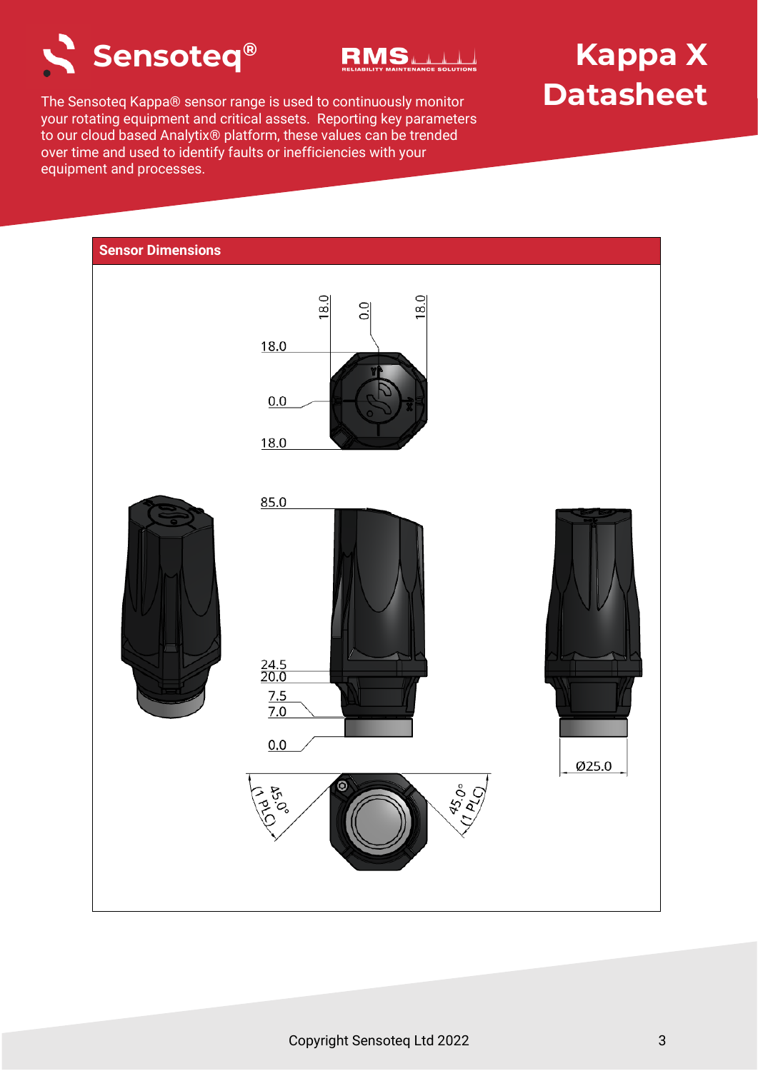# Kappa X Datasheet

The Sensoteq Kappa® sensor range is used to continuously monitor your rotating equipment and critical assets. Reporting key parameters to our cloud based Analytix® platform, these values can be trended over time and used to identify faults or inefficiencies with your equipment and processes.

## Sensor Dimensions

18.0
0.0
18.0

18.0
0.0
18.0

85.0

24.5
20.0
7.5
7.0
0.0

Ø25.0

45.0°
(1 PLC)

45.0°
(1 PLC)